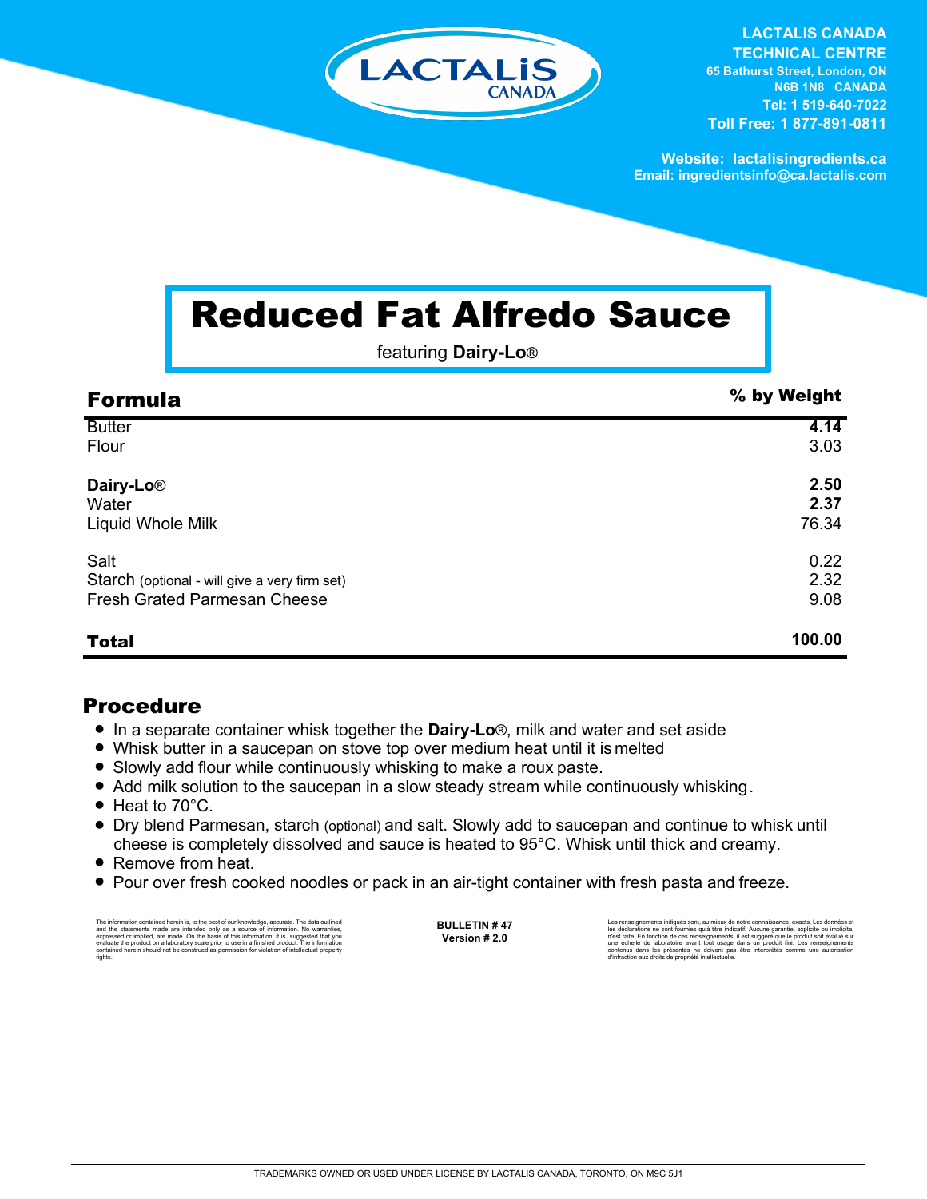LACTALIS CANADA
TECHNICAL CENTRE
65 Bathurst Street, London, ON
N6B 1N8 CANADA
Tel: 1 519-640-7022
Toll Free: 1 877-891-0811

Website: lactalisingredients.ca
Email: ingredientsinfo@ca.lactalis.com

# Reduced Fat Alfredo Sauce

featuring **Dairy-Lo®**

| **Formula** | **% by Weight** |
|---|---|
| Butter | **4.14** |
| Flour | 3.03 |
| **Dairy-Lo®** | **2.50** |
| Water | **2.37** |
| Liquid Whole Milk | 76.34 |
| Salt | 0.22 |
| Starch (optional - will give a very firm set) | 2.32 |
| Fresh Grated Parmesan Cheese | 9.08 |
| **Total** | **100.00** |

## Procedure

- In a separate container whisk together the **Dairy-Lo®**, milk and water and set aside
- Whisk butter in a saucepan on stove top over medium heat until it is melted
- Slowly add flour while continuously whisking to make a roux paste.
- Add milk solution to the saucepan in a slow steady stream while continuously whisking.
- Heat to 70°C.
- Dry blend Parmesan, starch (optional) and salt. Slowly add to saucepan and continue to whisk until cheese is completely dissolved and sauce is heated to 95°C. Whisk until thick and creamy.
- Remove from heat.
- Pour over fresh cooked noodles or pack in an air-tight container with fresh pasta and freeze.

The information contained herein is, to the best of our knowledge, accurate. The data outlined and the statements made are intended only as a source of information. No warranties, expressed or implied, are made. On the basis of this information, it is suggested that you evaluate the product on a laboratory scale prior to use in a finished product. The information contained herein should not be construed as permission for violation of intellectual property rights.

**BULLETIN # 47**
**Version # 2.0**

Les renseignements indiqués sont, au mieux de notre connaissance, exacts. Les données et les déclarations ne sont fournies qu'à titre indicatif. Aucune garantie, explicite ou implicite, n'est faite. En fonction de ces renseignements, il est suggéré que le produit soit évalué sur une échelle de laboratoire avant tout usage dans un produit fini. Les renseignements contenus dans les présentes ne doivent pas être interprétés comme une autorisation d'infraction aux droits de propriété intellectuelle.

TRADEMARKS OWNED OR USED UNDER LICENSE BY LACTALIS CANADA, TORONTO, ON M9C 5J1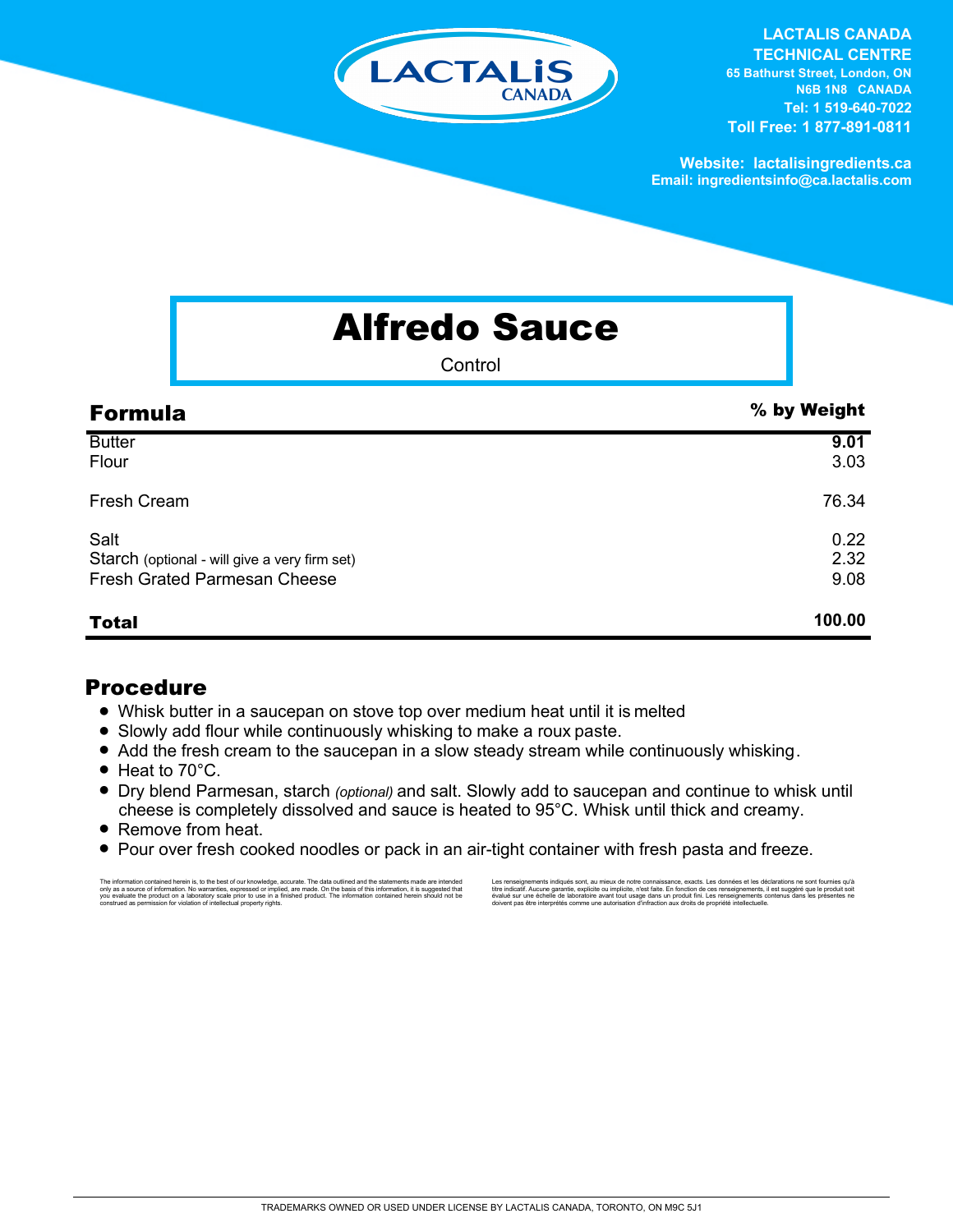LACTALIS CANADA
TECHNICAL CENTRE
65 Bathurst Street, London, ON
N6B 1N8 CANADA
Tel: 1 519-640-7022
Toll Free: 1 877-891-0811

Website: lactalisingredients.ca
Email: ingredientsinfo@ca.lactalis.com

# Alfredo Sauce

Control

## Formula

| Formula | % by Weight |
|---|---|
| Butter | **9.01** |
| Flour | 3.03 |
| Fresh Cream | 76.34 |
| Salt | 0.22 |
| Starch (optional - will give a very firm set) | 2.32 |
| Fresh Grated Parmesan Cheese | 9.08 |
| **Total** | **100.00** |

## Procedure

- Whisk butter in a saucepan on stove top over medium heat until it is melted
- Slowly add flour while continuously whisking to make a roux paste.
- Add the fresh cream to the saucepan in a slow steady stream while continuously whisking.
- Heat to 70°C.
- Dry blend Parmesan, starch *(optional)* and salt. Slowly add to saucepan and continue to whisk until cheese is completely dissolved and sauce is heated to 95°C. Whisk until thick and creamy.
- Remove from heat.
- Pour over fresh cooked noodles or pack in an air-tight container with fresh pasta and freeze.

The information contained herein is, to the best of our knowledge, accurate. The data outlined and the statements made are intended only as a source of information. No warranties, expressed or implied, are made. On the basis of this information, it is suggested that you evaluate the product on a laboratory scale prior to use in a finished product. The information contained herein should not be construed as permission for violation of intellectual property rights.

Les renseignements indiqués sont, au mieux de notre connaissance, exacts. Les données et les déclarations ne sont fournies qu'à titre indicatif. Aucune garantie, explicite ou implicite, n'est faite. En fonction de ces renseignements, il est suggéré que le produit soit évalué sur une échelle de laboratoire avant tout usage dans un produit fini. Les renseignements contenus dans les présentes ne doivent pas être interprétés comme une autorisation d'infraction aux droits de propriété intellectuelle.

TRADEMARKS OWNED OR USED UNDER LICENSE BY LACTALIS CANADA, TORONTO, ON M9C 5J1